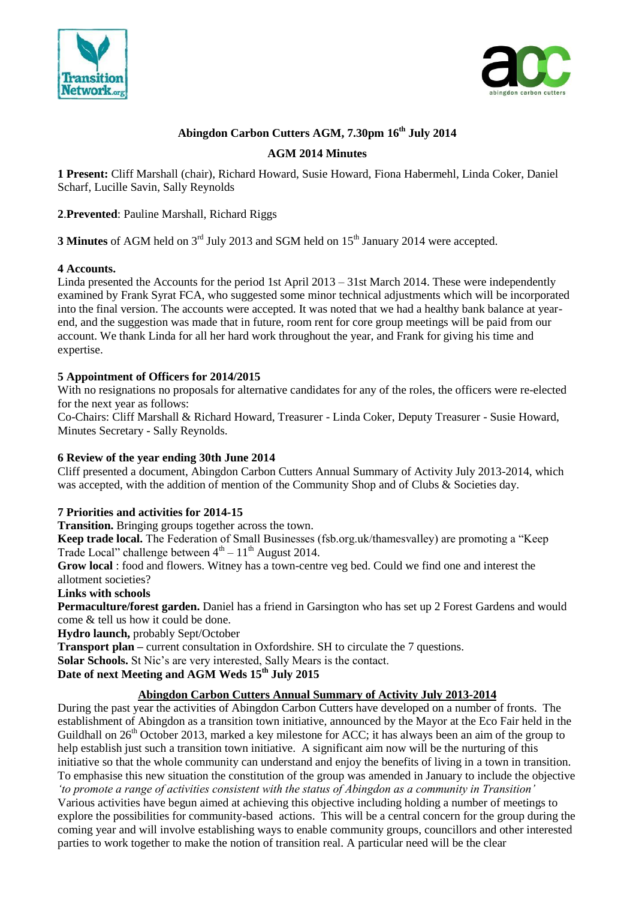**Abingdon Carbon Cutters AGM, 7.30pm 16th July 2014**

**AGM 2014 Minutes**

**1 Present:** Cliff Marshall (chair), Richard Howard, Susie Howard, Fiona Habermehl, Linda Coker, Daniel Scharf, Lucille Savin, Sally Reynolds

**2**.**Prevented**: Pauline Marshall, Richard Riggs

**3 Minutes** of AGM held on 3rd July 2013 and SGM held on 15th January 2014 were accepted.

**4 Accounts.**

Linda presented the Accounts for the period 1st April 2013 – 31st March 2014. These were independently examined by Frank Syrat FCA, who suggested some minor technical adjustments which will be incorporated into the final version. The accounts were accepted. It was noted that we had a healthy bank balance at year-end, and the suggestion was made that in future, room rent for core group meetings will be paid from our account. We thank Linda for all her hard work throughout the year, and Frank for giving his time and expertise.

**5 Appointment of Officers for 2014/2015**

With no resignations no proposals for alternative candidates for any of the roles, the officers were re-elected for the next year as follows:

Co-Chairs: Cliff Marshall & Richard Howard, Treasurer - Linda Coker, Deputy Treasurer - Susie Howard, Minutes Secretary - Sally Reynolds.

**6 Review of the year ending 30th June 2014**

Cliff presented a document, Abingdon Carbon Cutters Annual Summary of Activity July 2013-2014, which was accepted, with the addition of mention of the Community Shop and of Clubs & Societies day.

**7 Priorities and activities for 2014-15**

**Transition.** Bringing groups together across the town.

**Keep trade local.** The Federation of Small Businesses (fsb.org.uk/thamesvalley) are promoting a "Keep Trade Local" challenge between 4th – 11th August 2014.

**Grow local** : food and flowers. Witney has a town-centre veg bed. Could we find one and interest the allotment societies?

**Links with schools**

**Permaculture/forest garden.** Daniel has a friend in Garsington who has set up 2 Forest Gardens and would come & tell us how it could be done.

**Hydro launch,** probably Sept/October

**Transport plan –** current consultation in Oxfordshire. SH to circulate the 7 questions.

**Solar Schools.** St Nic's are very interested, Sally Mears is the contact.

**Date of next Meeting and AGM Weds 15th July 2015**

**Abingdon Carbon Cutters Annual Summary of Activity July 2013-2014**

During the past year the activities of Abingdon Carbon Cutters have developed on a number of fronts. The establishment of Abingdon as a transition town initiative, announced by the Mayor at the Eco Fair held in the Guildhall on 26th October 2013, marked a key milestone for ACC; it has always been an aim of the group to help establish just such a transition town initiative. A significant aim now will be the nurturing of this initiative so that the whole community can understand and enjoy the benefits of living in a town in transition. To emphasise this new situation the constitution of the group was amended in January to include the objective *'to promote a range of activities consistent with the status of Abingdon as a community in Transition'*

Various activities have begun aimed at achieving this objective including holding a number of meetings to explore the possibilities for community-based actions. This will be a central concern for the group during the coming year and will involve establishing ways to enable community groups, councillors and other interested parties to work together to make the notion of transition real. A particular need will be the clear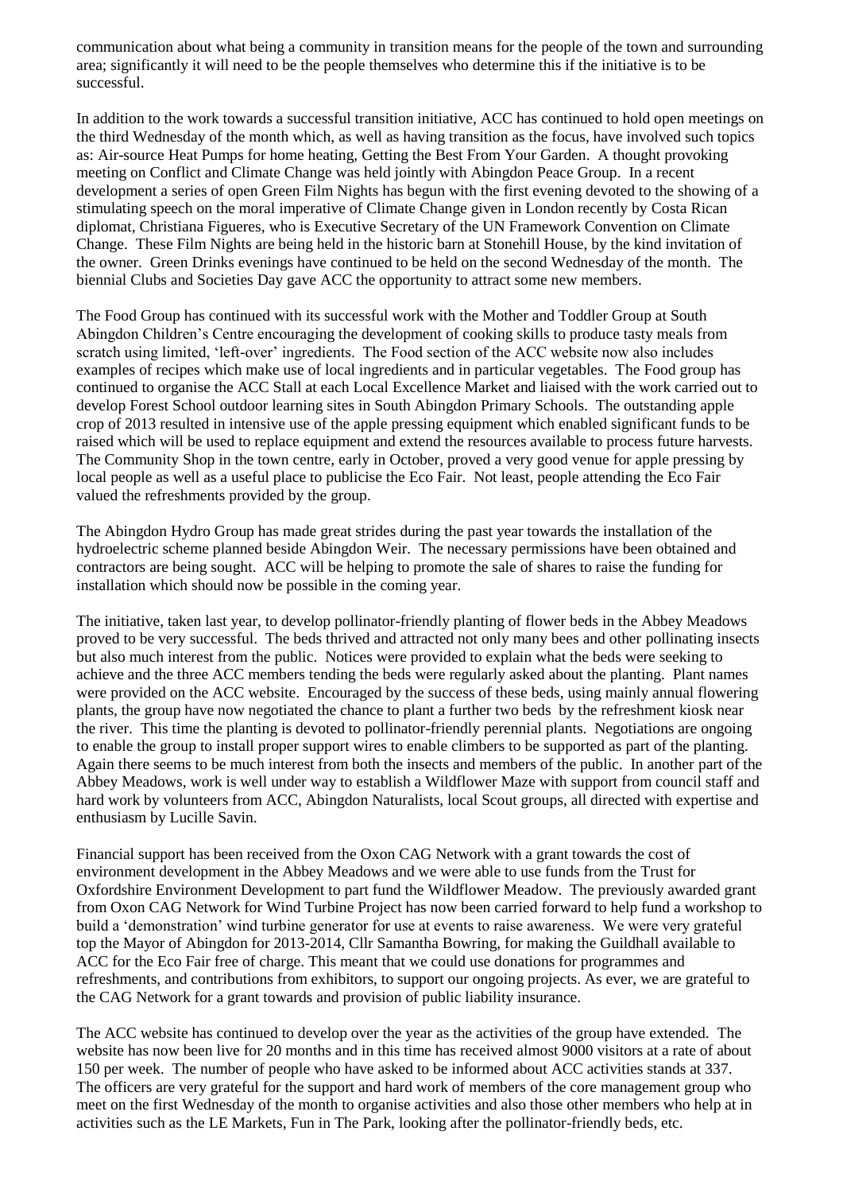communication about what being a community in transition means for the people of the town and surrounding area; significantly it will need to be the people themselves who determine this if the initiative is to be successful.

In addition to the work towards a successful transition initiative, ACC has continued to hold open meetings on the third Wednesday of the month which, as well as having transition as the focus, have involved such topics as: Air-source Heat Pumps for home heating, Getting the Best From Your Garden. A thought provoking meeting on Conflict and Climate Change was held jointly with Abingdon Peace Group. In a recent development a series of open Green Film Nights has begun with the first evening devoted to the showing of a stimulating speech on the moral imperative of Climate Change given in London recently by Costa Rican diplomat, Christiana Figueres, who is Executive Secretary of the UN Framework Convention on Climate Change. These Film Nights are being held in the historic barn at Stonehill House, by the kind invitation of the owner. Green Drinks evenings have continued to be held on the second Wednesday of the month. The biennial Clubs and Societies Day gave ACC the opportunity to attract some new members.

The Food Group has continued with its successful work with the Mother and Toddler Group at South Abingdon Children's Centre encouraging the development of cooking skills to produce tasty meals from scratch using limited, 'left-over' ingredients. The Food section of the ACC website now also includes examples of recipes which make use of local ingredients and in particular vegetables. The Food group has continued to organise the ACC Stall at each Local Excellence Market and liaised with the work carried out to develop Forest School outdoor learning sites in South Abingdon Primary Schools. The outstanding apple crop of 2013 resulted in intensive use of the apple pressing equipment which enabled significant funds to be raised which will be used to replace equipment and extend the resources available to process future harvests. The Community Shop in the town centre, early in October, proved a very good venue for apple pressing by local people as well as a useful place to publicise the Eco Fair. Not least, people attending the Eco Fair valued the refreshments provided by the group.

The Abingdon Hydro Group has made great strides during the past year towards the installation of the hydroelectric scheme planned beside Abingdon Weir. The necessary permissions have been obtained and contractors are being sought. ACC will be helping to promote the sale of shares to raise the funding for installation which should now be possible in the coming year.

The initiative, taken last year, to develop pollinator-friendly planting of flower beds in the Abbey Meadows proved to be very successful. The beds thrived and attracted not only many bees and other pollinating insects but also much interest from the public. Notices were provided to explain what the beds were seeking to achieve and the three ACC members tending the beds were regularly asked about the planting. Plant names were provided on the ACC website. Encouraged by the success of these beds, using mainly annual flowering plants, the group have now negotiated the chance to plant a further two beds by the refreshment kiosk near the river. This time the planting is devoted to pollinator-friendly perennial plants. Negotiations are ongoing to enable the group to install proper support wires to enable climbers to be supported as part of the planting. Again there seems to be much interest from both the insects and members of the public. In another part of the Abbey Meadows, work is well under way to establish a Wildflower Maze with support from council staff and hard work by volunteers from ACC, Abingdon Naturalists, local Scout groups, all directed with expertise and enthusiasm by Lucille Savin.

Financial support has been received from the Oxon CAG Network with a grant towards the cost of environment development in the Abbey Meadows and we were able to use funds from the Trust for Oxfordshire Environment Development to part fund the Wildflower Meadow. The previously awarded grant from Oxon CAG Network for Wind Turbine Project has now been carried forward to help fund a workshop to build a 'demonstration' wind turbine generator for use at events to raise awareness. We were very grateful top the Mayor of Abingdon for 2013-2014, Cllr Samantha Bowring, for making the Guildhall available to ACC for the Eco Fair free of charge. This meant that we could use donations for programmes and refreshments, and contributions from exhibitors, to support our ongoing projects. As ever, we are grateful to the CAG Network for a grant towards and provision of public liability insurance.

The ACC website has continued to develop over the year as the activities of the group have extended. The website has now been live for 20 months and in this time has received almost 9000 visitors at a rate of about 150 per week. The number of people who have asked to be informed about ACC activities stands at 337. The officers are very grateful for the support and hard work of members of the core management group who meet on the first Wednesday of the month to organise activities and also those other members who help at in activities such as the LE Markets, Fun in The Park, looking after the pollinator-friendly beds, etc.